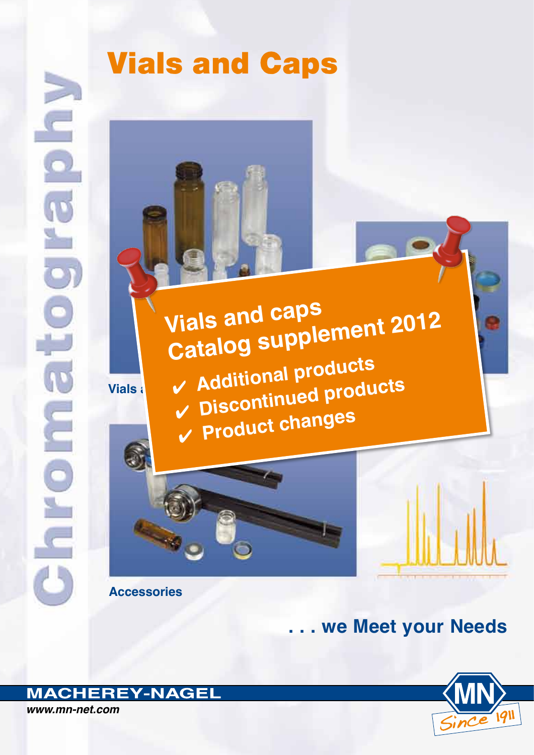# Vials and Caps

Chromatography

## Vials and caps Catalog supplement 2012

- ✔ Additional products
- ✔ Discontinued products
- ✔ Product changes

Vials a

Accessories

**. . . we Meet your Needs**

**MACHEREY-NAGEL**

*www.mn-net.com*

MN Since 1911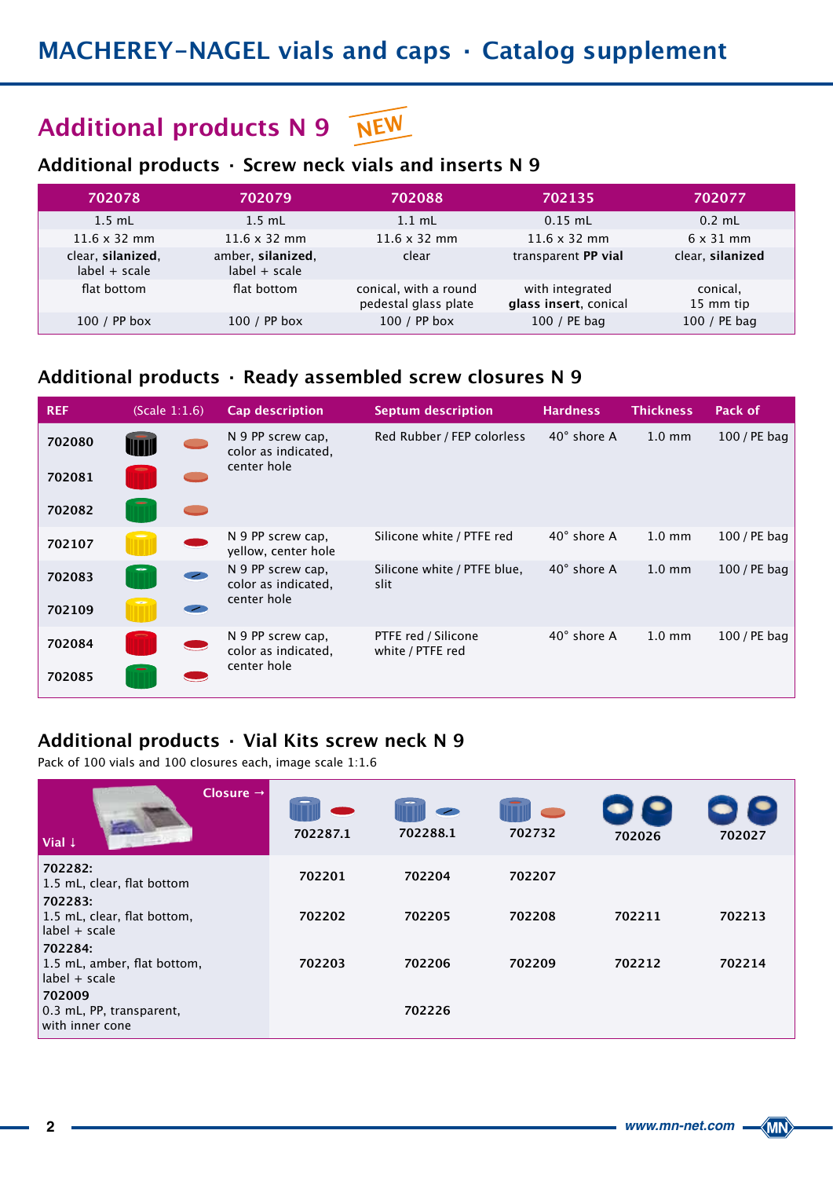# Additional products N 9 NEW

## Additional products · Screw neck vials and inserts N 9

| 702078 | 702079 | 702088 | 702135 | 702077 |
|---|---|---|---|---|
| 1.5 mL | 1.5 mL | 1.1 mL | 0.15 mL | 0.2 mL |
| 11.6 x 32 mm | 11.6 x 32 mm | 11.6 x 32 mm | 11.6 x 32 mm | 6 x 31 mm |
| clear, **silanized**, label + scale | amber, **silanized**, label + scale | clear | transparent **PP vial** | clear, **silanized** |
| flat bottom | flat bottom | conical, with a round pedestal glass plate | with integrated **glass insert**, conical | conical, 15 mm tip |
| 100 / PP box | 100 / PP box | 100 / PP box | 100 / PE bag | 100 / PE bag |

## Additional products · Ready assembled screw closures N 9

| REF | (Scale 1:1.6) | Cap description | Septum description | Hardness | Thickness | Pack of |
|---|---|---|---|---|---|---|
| 702080 | | N 9 PP screw cap, color as indicated, center hole | Red Rubber / FEP colorless | 40° shore A | 1.0 mm | 100 / PE bag |
| 702081 | | | | | | |
| 702082 | | | | | | |
| 702107 | | N 9 PP screw cap, yellow, center hole | Silicone white / PTFE red | 40° shore A | 1.0 mm | 100 / PE bag |
| 702083 | | N 9 PP screw cap, color as indicated, center hole | Silicone white / PTFE blue, slit | 40° shore A | 1.0 mm | 100 / PE bag |
| 702109 | | | | | | |
| 702084 | | N 9 PP screw cap, color as indicated, center hole | PTFE red / Silicone white / PTFE red | 40° shore A | 1.0 mm | 100 / PE bag |
| 702085 | | | | | | |

## Additional products · Vial Kits screw neck N 9

Pack of 100 vials and 100 closures each, image scale 1:1.6

| Vial ↓ / Closure → | 702287.1 | 702288.1 | 702732 | 702026 | 702027 |
|---|---|---|---|---|---|
| **702282:** 1.5 mL, clear, flat bottom | 702201 | 702204 | 702207 | | |
| **702283:** 1.5 mL, clear, flat bottom, label + scale | 702202 | 702205 | 702208 | 702211 | 702213 |
| **702284:** 1.5 mL, amber, flat bottom, label + scale | 702203 | 702206 | 702209 | 702212 | 702214 |
| **702009** 0.3 mL, PP, transparent, with inner cone | | 702226 | | | |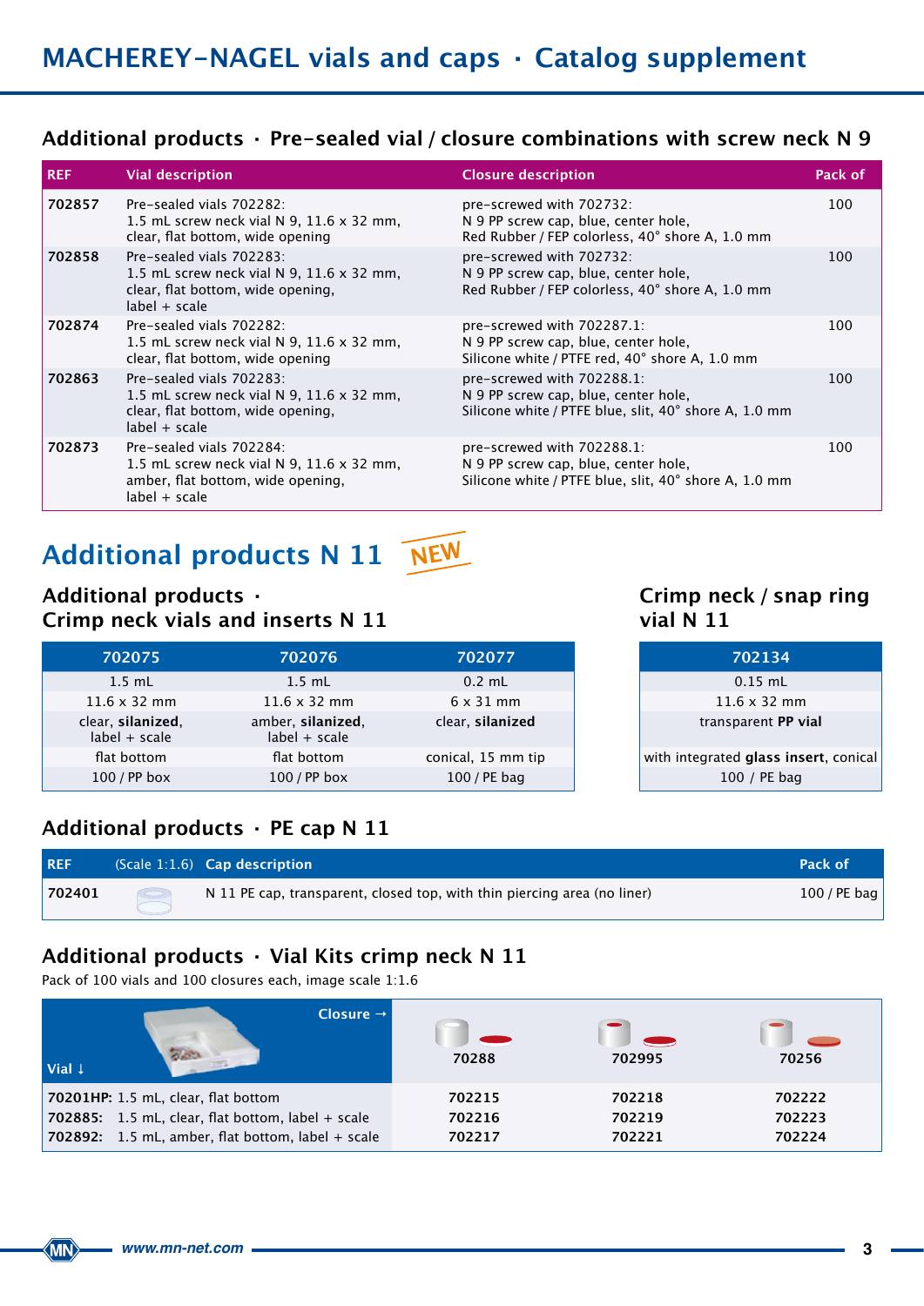## Additional products · Pre-sealed vial / closure combinations with screw neck N 9

| REF | Vial description | Closure description | Pack of |
|---|---|---|---|
| 702857 | Pre-sealed vials 702282: 1.5 mL screw neck vial N 9, 11.6 x 32 mm, clear, flat bottom, wide opening | pre-screwed with 702732: N 9 PP screw cap, blue, center hole, Red Rubber / FEP colorless, 40° shore A, 1.0 mm | 100 |
| 702858 | Pre-sealed vials 702283: 1.5 mL screw neck vial N 9, 11.6 x 32 mm, clear, flat bottom, wide opening, label + scale | pre-screwed with 702732: N 9 PP screw cap, blue, center hole, Red Rubber / FEP colorless, 40° shore A, 1.0 mm | 100 |
| 702874 | Pre-sealed vials 702282: 1.5 mL screw neck vial N 9, 11.6 x 32 mm, clear, flat bottom, wide opening | pre-screwed with 702287.1: N 9 PP screw cap, blue, center hole, Silicone white / PTFE red, 40° shore A, 1.0 mm | 100 |
| 702863 | Pre-sealed vials 702283: 1.5 mL screw neck vial N 9, 11.6 x 32 mm, clear, flat bottom, wide opening, label + scale | pre-screwed with 702288.1: N 9 PP screw cap, blue, center hole, Silicone white / PTFE blue, slit, 40° shore A, 1.0 mm | 100 |
| 702873 | Pre-sealed vials 702284: 1.5 mL screw neck vial N 9, 11.6 x 32 mm, amber, flat bottom, wide opening, label + scale | pre-screwed with 702288.1: N 9 PP screw cap, blue, center hole, Silicone white / PTFE blue, slit, 40° shore A, 1.0 mm | 100 |

# Additional products N 11 NEW

## Additional products · Crimp neck vials and inserts N 11

| 702075 | 702076 | 702077 |
|---|---|---|
| 1.5 mL | 1.5 mL | 0.2 mL |
| 11.6 x 32 mm | 11.6 x 32 mm | 6 x 31 mm |
| clear, **silanized**, label + scale | amber, **silanized**, label + scale | clear, **silanized** |
| flat bottom | flat bottom | conical, 15 mm tip |
| 100 / PP box | 100 / PP box | 100 / PE bag |

## Crimp neck / snap ring vial N 11

| 702134 |
|---|
| 0.15 mL |
| 11.6 x 32 mm |
| transparent **PP vial** |
| with integrated **glass insert**, conical |
| 100 / PE bag |

## Additional products · PE cap N 11

| REF | (Scale 1:1.6) | Cap description | Pack of |
|---|---|---|---|
| 702401 | | N 11 PE cap, transparent, closed top, with thin piercing area (no liner) | 100 / PE bag |

## Additional products · Vial Kits crimp neck N 11

Pack of 100 vials and 100 closures each, image scale 1:1.6

| Vial ↓ / Closure → | 70288 | 702995 | 70256 |
|---|---|---|---|
| **70201HP:** 1.5 mL, clear, flat bottom | 702215 | 702218 | 702222 |
| **702885:** 1.5 mL, clear, flat bottom, label + scale | 702216 | 702219 | 702223 |
| **702892:** 1.5 mL, amber, flat bottom, label + scale | 702217 | 702221 | 702224 |

www.mn-net.com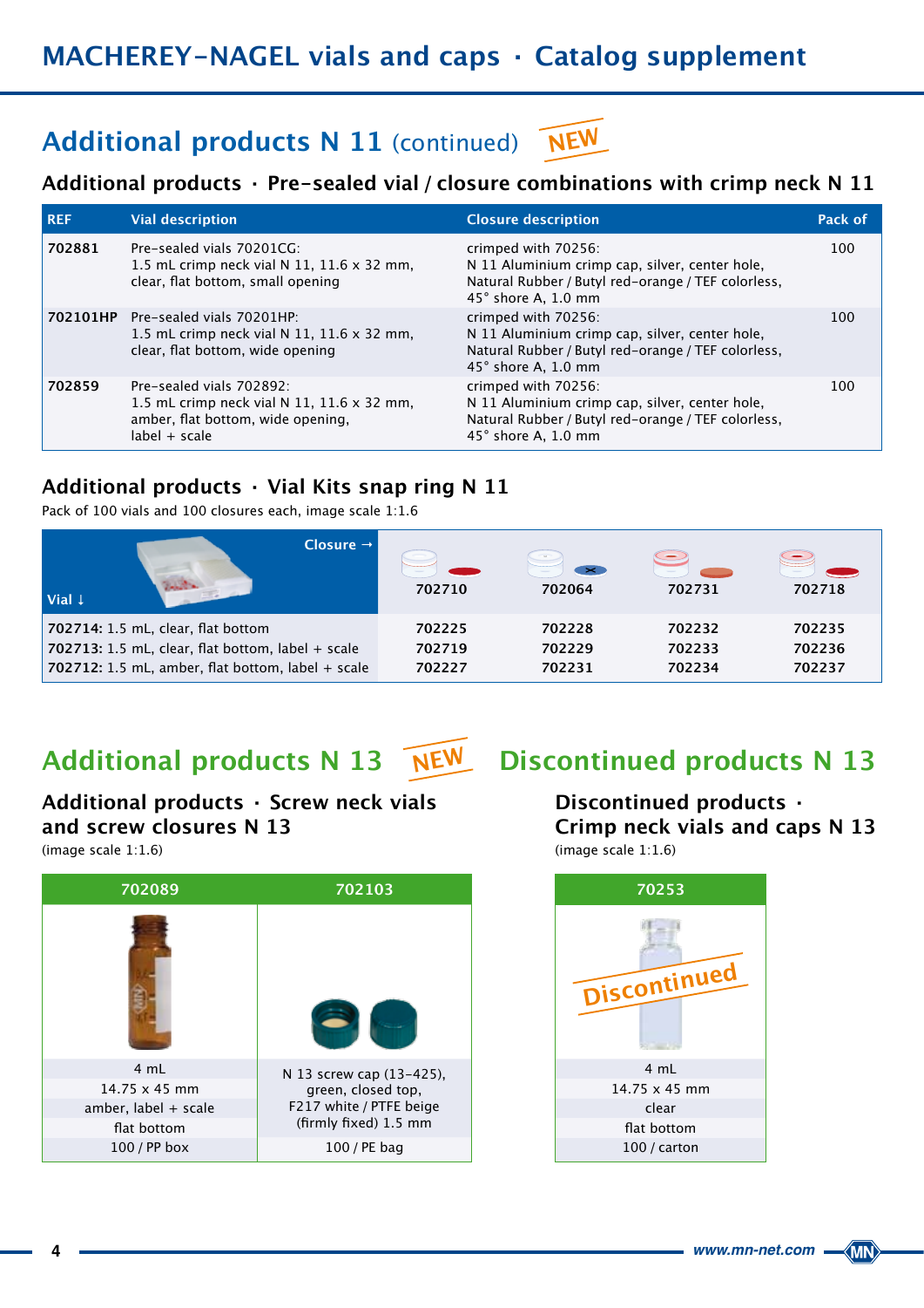## Additional products N 11 (continued) NEW

### Additional products · Pre-sealed vial / closure combinations with crimp neck N 11

| REF | Vial description | Closure description | Pack of |
|---|---|---|---|
| 702881 | Pre-sealed vials 70201CG: 1.5 mL crimp neck vial N 11, 11.6 x 32 mm, clear, flat bottom, small opening | crimped with 70256: N 11 Aluminium crimp cap, silver, center hole, Natural Rubber / Butyl red-orange / TEF colorless, 45° shore A, 1.0 mm | 100 |
| 702101HP | Pre-sealed vials 70201HP: 1.5 mL crimp neck vial N 11, 11.6 x 32 mm, clear, flat bottom, wide opening | crimped with 70256: N 11 Aluminium crimp cap, silver, center hole, Natural Rubber / Butyl red-orange / TEF colorless, 45° shore A, 1.0 mm | 100 |
| 702859 | Pre-sealed vials 702892: 1.5 mL crimp neck vial N 11, 11.6 x 32 mm, amber, flat bottom, wide opening, label + scale | crimped with 70256: N 11 Aluminium crimp cap, silver, center hole, Natural Rubber / Butyl red-orange / TEF colorless, 45° shore A, 1.0 mm | 100 |

### Additional products · Vial Kits snap ring N 11

Pack of 100 vials and 100 closures each, image scale 1:1.6

| Vial ↓ / Closure → | 702710 | 702064 | 702731 | 702718 |
|---|---|---|---|---|
| **702714:** 1.5 mL, clear, flat bottom | 702225 | 702228 | 702232 | 702235 |
| **702713:** 1.5 mL, clear, flat bottom, label + scale | 702719 | 702229 | 702233 | 702236 |
| **702712:** 1.5 mL, amber, flat bottom, label + scale | 702227 | 702231 | 702234 | 702237 |

## Additional products N 13 NEW

### Additional products · Screw neck vials and screw closures N 13

(image scale 1:1.6)

| 702089 | 702103 |
|---|---|
| 4 mL<br>14.75 x 45 mm<br>amber, label + scale<br>flat bottom<br>100 / PP box | N 13 screw cap (13-425), green, closed top, F217 white / PTFE beige (firmly fixed) 1.5 mm<br>100 / PE bag |

## Discontinued products N 13

### Discontinued products · Crimp neck vials and caps N 13

(image scale 1:1.6)

| 70253 |
|---|
| Discontinued |
| 4 mL |
| 14.75 x 45 mm |
| clear |
| flat bottom |
| 100 / carton |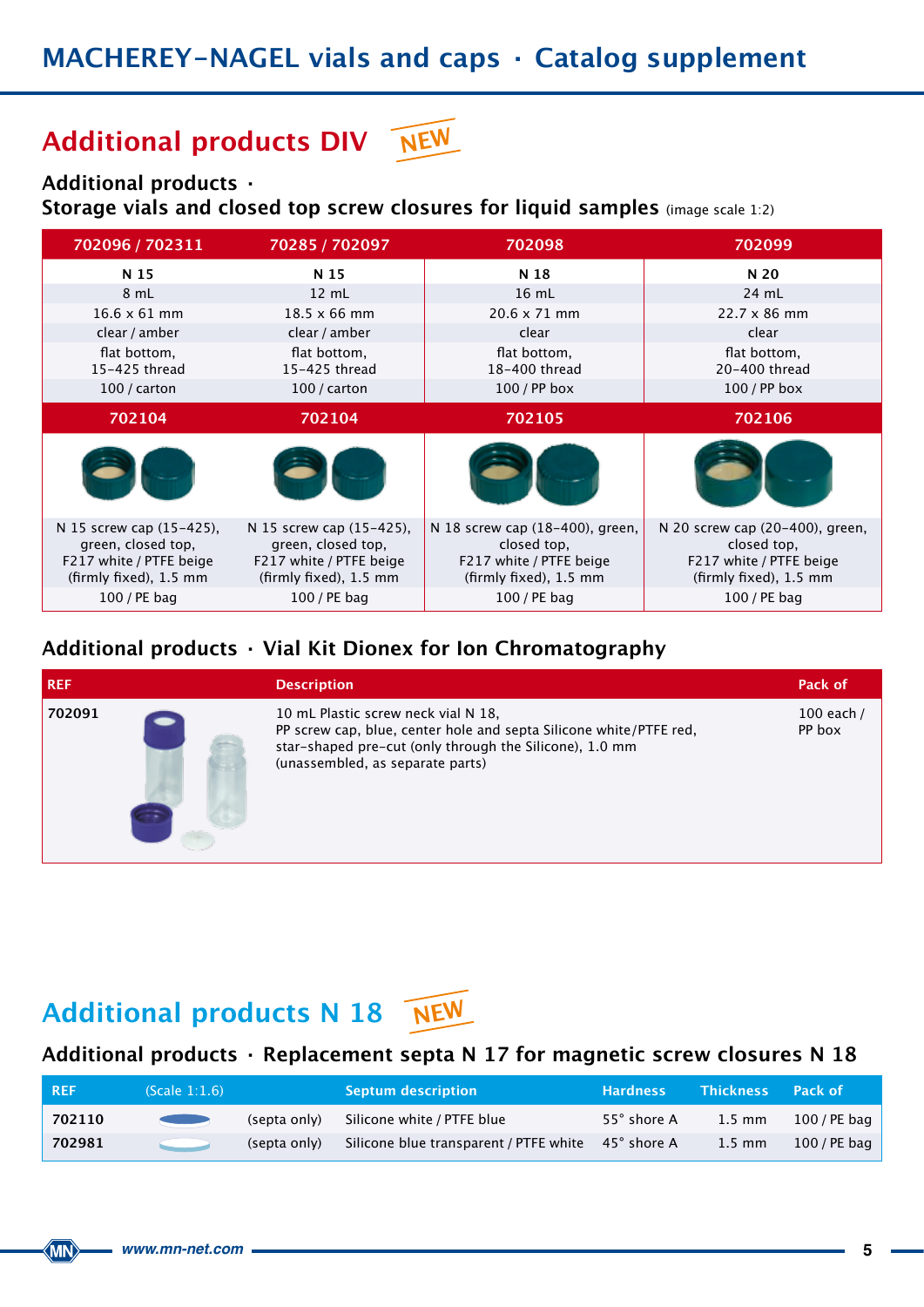## Additional products DIV NEW

### Additional products · Storage vials and closed top screw closures for liquid samples (image scale 1:2)

| 702096 / 702311 | 70285 / 702097 | 702098 | 702099 |
|---|---|---|---|
| N 15 | N 15 | N 18 | N 20 |
| 8 mL | 12 mL | 16 mL | 24 mL |
| 16.6 x 61 mm | 18.5 x 66 mm | 20.6 x 71 mm | 22.7 x 86 mm |
| clear / amber | clear / amber | clear | clear |
| flat bottom, 15–425 thread | flat bottom, 15–425 thread | flat bottom, 18–400 thread | flat bottom, 20–400 thread |
| 100 / carton | 100 / carton | 100 / PP box | 100 / PP box |
| **702104** | **702104** | **702105** | **702106** |
| N 15 screw cap (15–425), green, closed top, F217 white / PTFE beige (firmly fixed), 1.5 mm | N 15 screw cap (15–425), green, closed top, F217 white / PTFE beige (firmly fixed), 1.5 mm | N 18 screw cap (18–400), green, closed top, F217 white / PTFE beige (firmly fixed), 1.5 mm | N 20 screw cap (20–400), green, closed top, F217 white / PTFE beige (firmly fixed), 1.5 mm |
| 100 / PE bag | 100 / PE bag | 100 / PE bag | 100 / PE bag |

### Additional products · Vial Kit Dionex for Ion Chromatography

| REF | Description | Pack of |
|---|---|---|
| 702091 | 10 mL Plastic screw neck vial N 18, PP screw cap, blue, center hole and septa Silicone white/PTFE red, star-shaped pre-cut (only through the Silicone), 1.0 mm (unassembled, as separate parts) | 100 each / PP box |

## Additional products N 18 NEW

### Additional products · Replacement septa N 17 for magnetic screw closures N 18

| REF | (Scale 1:1.6) | Septum description | Hardness | Thickness | Pack of |
|---|---|---|---|---|---|
| 702110 | (septa only) | Silicone white / PTFE blue | 55° shore A | 1.5 mm | 100 / PE bag |
| 702981 | (septa only) | Silicone blue transparent / PTFE white | 45° shore A | 1.5 mm | 100 / PE bag |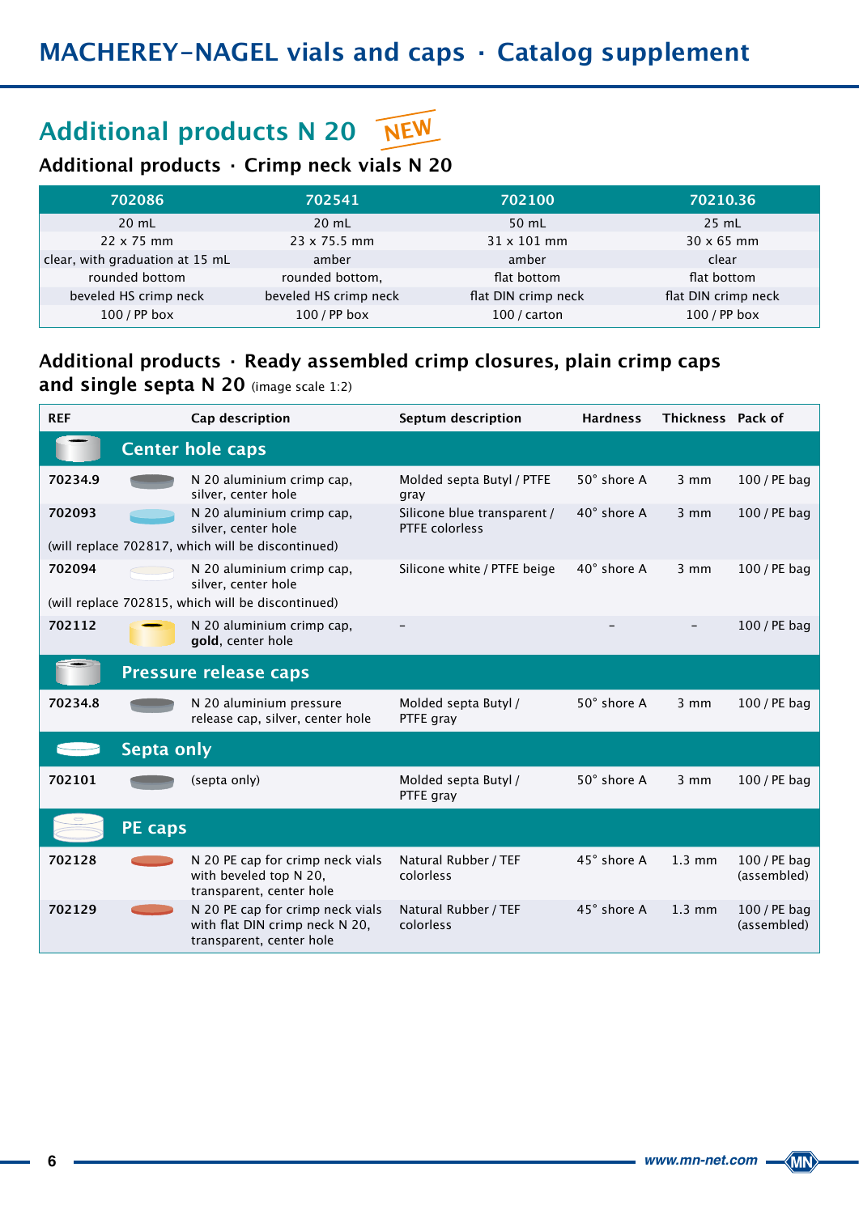## Additional products N 20 NEW

### Additional products · Crimp neck vials N 20

| 702086 | 702541 | 702100 | 70210.36 |
|---|---|---|---|
| 20 mL | 20 mL | 50 mL | 25 mL |
| 22 x 75 mm | 23 x 75.5 mm | 31 x 101 mm | 30 x 65 mm |
| clear, with graduation at 15 mL | amber | amber | clear |
| rounded bottom | rounded bottom, | flat bottom | flat bottom |
| beveled HS crimp neck | beveled HS crimp neck | flat DIN crimp neck | flat DIN crimp neck |
| 100 / PP box | 100 / PP box | 100 / carton | 100 / PP box |

### Additional products · Ready assembled crimp closures, plain crimp caps and single septa N 20 (image scale 1:2)

| REF | Cap description | Septum description | Hardness | Thickness | Pack of |
|---|---|---|---|---|---|
| **Center hole caps** | | | | | |
| 70234.9 | N 20 aluminium crimp cap, silver, center hole | Molded septa Butyl / PTFE gray | 50° shore A | 3 mm | 100 / PE bag |
| 702093 | N 20 aluminium crimp cap, silver, center hole | Silicone blue transparent / PTFE colorless | 40° shore A | 3 mm | 100 / PE bag |
| (will replace 702817, which will be discontinued) | | | | | |
| 702094 | N 20 aluminium crimp cap, silver, center hole | Silicone white / PTFE beige | 40° shore A | 3 mm | 100 / PE bag |
| (will replace 702815, which will be discontinued) | | | | | |
| 702112 | N 20 aluminium crimp cap, **gold**, center hole | – | – | – | 100 / PE bag |
| **Pressure release caps** | | | | | |
| 70234.8 | N 20 aluminium pressure release cap, silver, center hole | Molded septa Butyl / PTFE gray | 50° shore A | 3 mm | 100 / PE bag |
| **Septa only** | | | | | |
| 702101 | (septa only) | Molded septa Butyl / PTFE gray | 50° shore A | 3 mm | 100 / PE bag |
| **PE caps** | | | | | |
| 702128 | N 20 PE cap for crimp neck vials with beveled top N 20, transparent, center hole | Natural Rubber / TEF colorless | 45° shore A | 1.3 mm | 100 / PE bag (assembled) |
| 702129 | N 20 PE cap for crimp neck vials with flat DIN crimp neck N 20, transparent, center hole | Natural Rubber / TEF colorless | 45° shore A | 1.3 mm | 100 / PE bag (assembled) |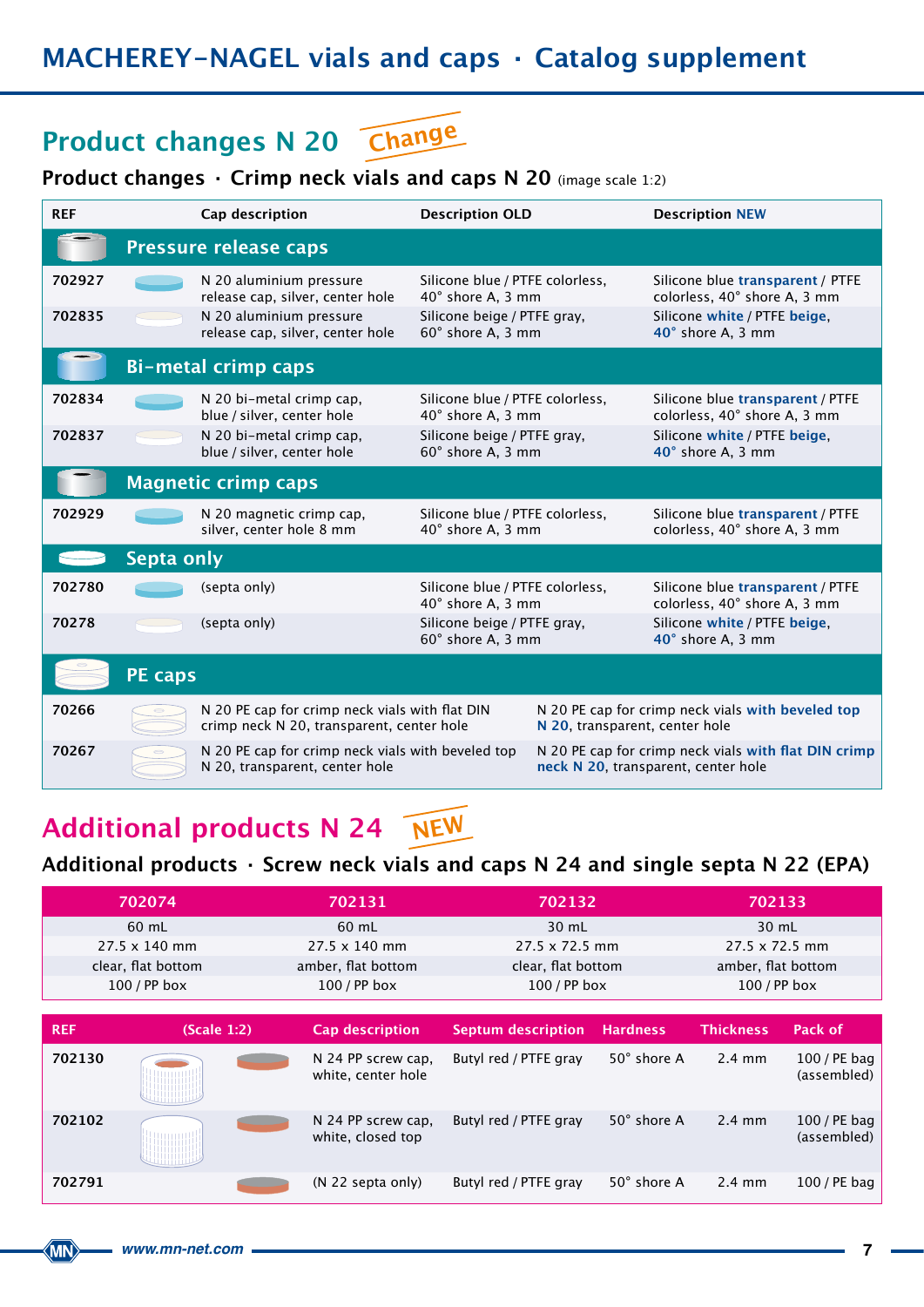## Product changes N 20 Change

### Product changes · Crimp neck vials and caps N 20 (image scale 1:2)

| REF | Cap description | Description OLD | Description NEW |
|---|---|---|---|
| **Pressure release caps** | | | |
| 702927 | N 20 aluminium pressure release cap, silver, center hole | Silicone blue / PTFE colorless, 40° shore A, 3 mm | Silicone blue **transparent** / PTFE colorless, 40° shore A, 3 mm |
| 702835 | N 20 aluminium pressure release cap, silver, center hole | Silicone beige / PTFE gray, 60° shore A, 3 mm | Silicone **white** / PTFE **beige**, **40°** shore A, 3 mm |
| **Bi-metal crimp caps** | | | |
| 702834 | N 20 bi-metal crimp cap, blue / silver, center hole | Silicone blue / PTFE colorless, 40° shore A, 3 mm | Silicone blue **transparent** / PTFE colorless, 40° shore A, 3 mm |
| 702837 | N 20 bi-metal crimp cap, blue / silver, center hole | Silicone beige / PTFE gray, 60° shore A, 3 mm | Silicone **white** / PTFE **beige**, **40°** shore A, 3 mm |
| **Magnetic crimp caps** | | | |
| 702929 | N 20 magnetic crimp cap, silver, center hole 8 mm | Silicone blue / PTFE colorless, 40° shore A, 3 mm | Silicone blue **transparent** / PTFE colorless, 40° shore A, 3 mm |
| **Septa only** | | | |
| 702780 | (septa only) | Silicone blue / PTFE colorless, 40° shore A, 3 mm | Silicone blue **transparent** / PTFE colorless, 40° shore A, 3 mm |
| 70278 | (septa only) | Silicone beige / PTFE gray, 60° shore A, 3 mm | Silicone **white** / PTFE **beige**, **40°** shore A, 3 mm |
| **PE caps** | | | |
| 70266 | | N 20 PE cap for crimp neck vials with flat DIN crimp neck N 20, transparent, center hole | N 20 PE cap for crimp neck vials **with beveled top N 20**, transparent, center hole |
| 70267 | | N 20 PE cap for crimp neck vials with beveled top N 20, transparent, center hole | N 20 PE cap for crimp neck vials **with flat DIN crimp neck N 20**, transparent, center hole |

## Additional products N 24 NEW

### Additional products · Screw neck vials and caps N 24 and single septa N 22 (EPA)

| 702074 | 702131 | 702132 | 702133 |
|---|---|---|---|
| 60 mL | 60 mL | 30 mL | 30 mL |
| 27.5 x 140 mm | 27.5 x 140 mm | 27.5 x 72.5 mm | 27.5 x 72.5 mm |
| clear, flat bottom | amber, flat bottom | clear, flat bottom | amber, flat bottom |
| 100 / PP box | 100 / PP box | 100 / PP box | 100 / PP box |

| REF | (Scale 1:2) | Cap description | Septum description | Hardness | Thickness | Pack of |
|---|---|---|---|---|---|---|
| 702130 | | N 24 PP screw cap, white, center hole | Butyl red / PTFE gray | 50° shore A | 2.4 mm | 100 / PE bag (assembled) |
| 702102 | | N 24 PP screw cap, white, closed top | Butyl red / PTFE gray | 50° shore A | 2.4 mm | 100 / PE bag (assembled) |
| 702791 | | (N 22 septa only) | Butyl red / PTFE gray | 50° shore A | 2.4 mm | 100 / PE bag |

www.mn-net.com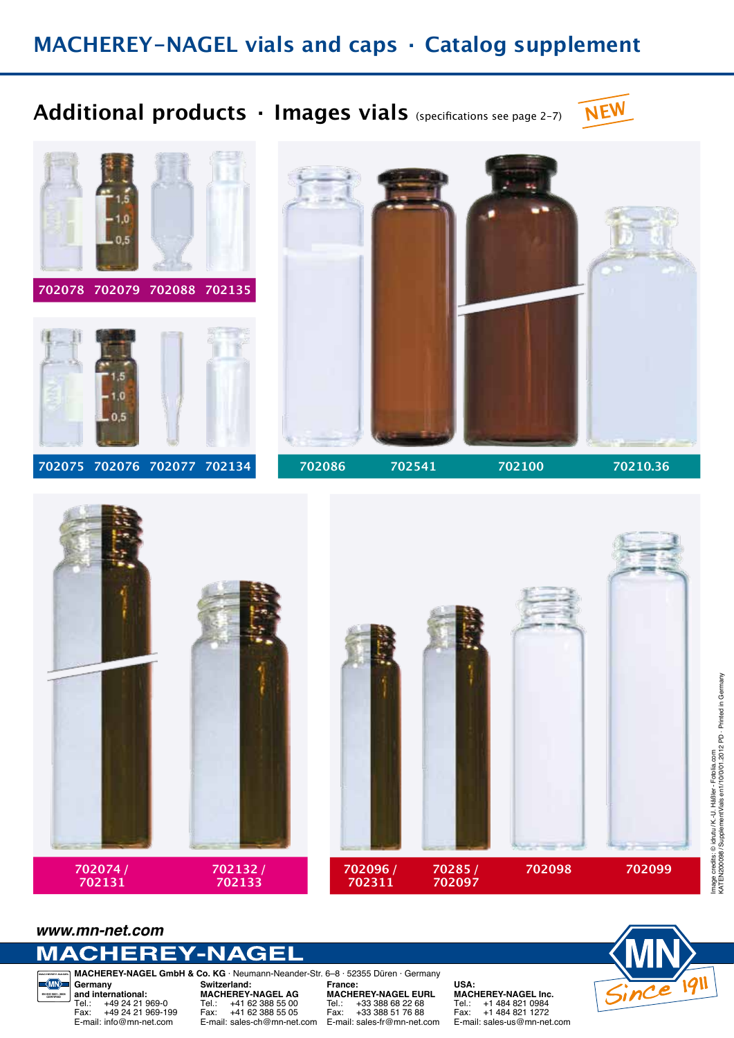# MACHEREY-NAGEL vials and caps · Catalog supplement

## Additional products · Images vials (specifications see page 2–7) NEW

702078 702079 702088 702135

702075 702076 702077 702134

702086 702541 702100 70210.36

702074 / 702131

702132 / 702133

702096 / 702311

70285 / 702097

702098

702099

Image credits: © idrutu / K.-U. Häßler - Fotolia.com
KATEN200098 / SupplementVials en1/10/0/01.2012 PD · Printed in Germany

***www.mn-net.com***

**MACHEREY-NAGEL**

**MACHEREY-NAGEL GmbH & Co. KG** · Neumann-Neander-Str. 6–8 · 52355 Düren · Germany

**Germany and international:**
Tel.: +49 24 21 969-0
Fax: +49 24 21 969-199
E-mail: info@mn-net.com

**Switzerland:**
**MACHEREY-NAGEL AG**
Tel.: +41 62 388 55 00
Fax: +41 62 388 55 05
E-mail: sales-ch@mn-net.com

**France:**
**MACHEREY-NAGEL EURL**
Tel.: +33 388 68 22 68
Fax: +33 388 51 76 88
E-mail: sales-fr@mn-net.com

**USA:**
**MACHEREY-NAGEL Inc.**
Tel.: +1 484 821 0984
Fax: +1 484 821 1272
E-mail: sales-us@mn-net.com

MN Since 1911